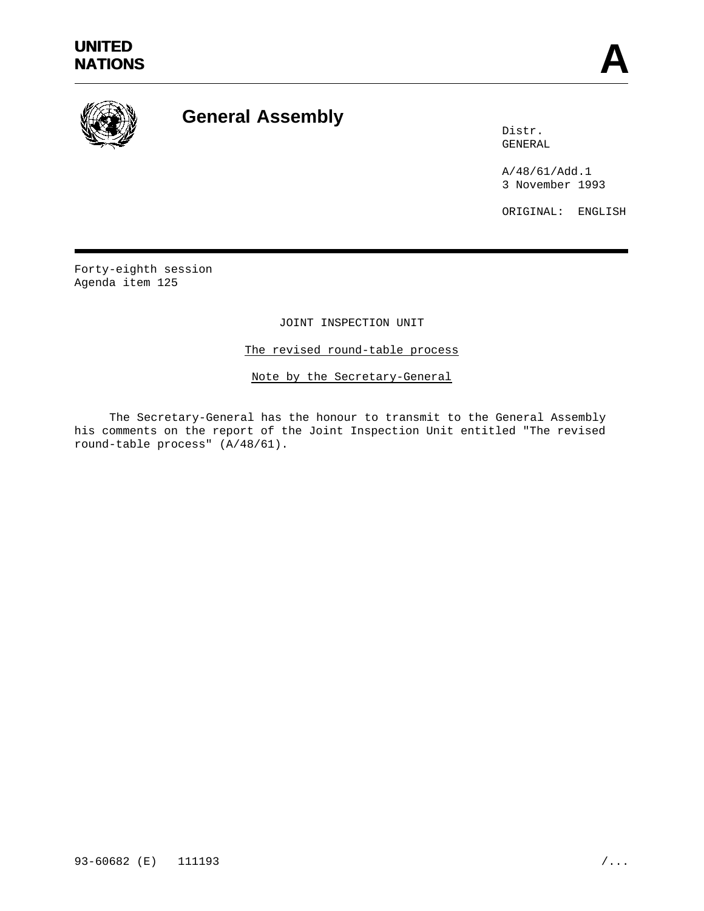UNITED NATIONS

# A

# General Assembly

Distr.
GENERAL

A/48/61/Add.1
3 November 1993

ORIGINAL: ENGLISH

Forty-eighth session
Agenda item 125

JOINT INSPECTION UNIT

The revised round-table process

Note by the Secretary-General

The Secretary-General has the honour to transmit to the General Assembly his comments on the report of the Joint Inspection Unit entitled "The revised round-table process" (A/48/61).

93-60682 (E) 111193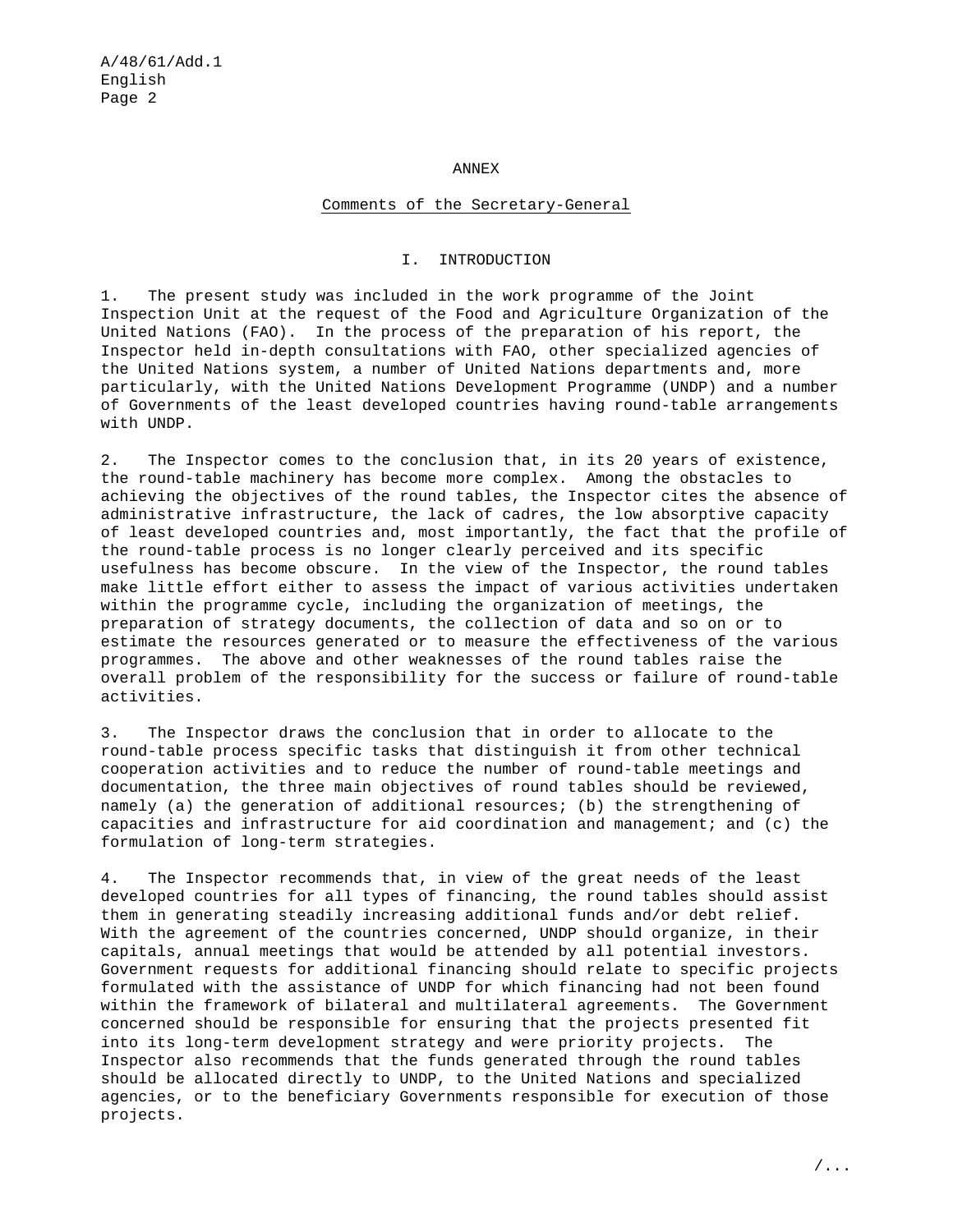ANNEX

Comments of the Secretary-General

## I. INTRODUCTION

1. The present study was included in the work programme of the Joint Inspection Unit at the request of the Food and Agriculture Organization of the United Nations (FAO). In the process of the preparation of his report, the Inspector held in-depth consultations with FAO, other specialized agencies of the United Nations system, a number of United Nations departments and, more particularly, with the United Nations Development Programme (UNDP) and a number of Governments of the least developed countries having round-table arrangements with UNDP.

2. The Inspector comes to the conclusion that, in its 20 years of existence, the round-table machinery has become more complex. Among the obstacles to achieving the objectives of the round tables, the Inspector cites the absence of administrative infrastructure, the lack of cadres, the low absorptive capacity of least developed countries and, most importantly, the fact that the profile of the round-table process is no longer clearly perceived and its specific usefulness has become obscure. In the view of the Inspector, the round tables make little effort either to assess the impact of various activities undertaken within the programme cycle, including the organization of meetings, the preparation of strategy documents, the collection of data and so on or to estimate the resources generated or to measure the effectiveness of the various programmes. The above and other weaknesses of the round tables raise the overall problem of the responsibility for the success or failure of round-table activities.

3. The Inspector draws the conclusion that in order to allocate to the round-table process specific tasks that distinguish it from other technical cooperation activities and to reduce the number of round-table meetings and documentation, the three main objectives of round tables should be reviewed, namely (a) the generation of additional resources; (b) the strengthening of capacities and infrastructure for aid coordination and management; and (c) the formulation of long-term strategies.

4. The Inspector recommends that, in view of the great needs of the least developed countries for all types of financing, the round tables should assist them in generating steadily increasing additional funds and/or debt relief. With the agreement of the countries concerned, UNDP should organize, in their capitals, annual meetings that would be attended by all potential investors. Government requests for additional financing should relate to specific projects formulated with the assistance of UNDP for which financing had not been found within the framework of bilateral and multilateral agreements. The Government concerned should be responsible for ensuring that the projects presented fit into its long-term development strategy and were priority projects. The Inspector also recommends that the funds generated through the round tables should be allocated directly to UNDP, to the United Nations and specialized agencies, or to the beneficiary Governments responsible for execution of those projects.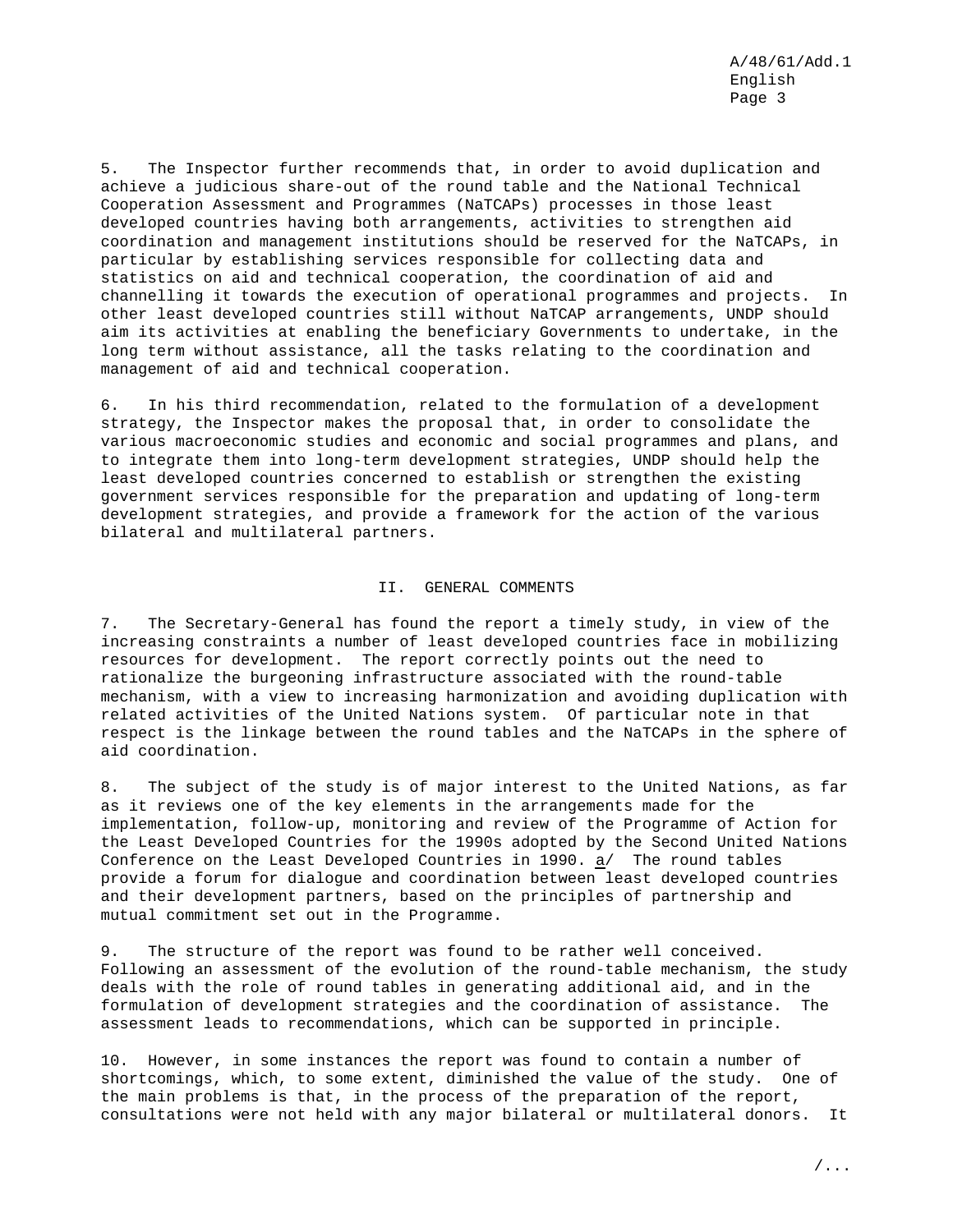5. The Inspector further recommends that, in order to avoid duplication and achieve a judicious share-out of the round table and the National Technical Cooperation Assessment and Programmes (NaTCAPs) processes in those least developed countries having both arrangements, activities to strengthen aid coordination and management institutions should be reserved for the NaTCAPs, in particular by establishing services responsible for collecting data and statistics on aid and technical cooperation, the coordination of aid and channelling it towards the execution of operational programmes and projects. In other least developed countries still without NaTCAP arrangements, UNDP should aim its activities at enabling the beneficiary Governments to undertake, in the long term without assistance, all the tasks relating to the coordination and management of aid and technical cooperation.

6. In his third recommendation, related to the formulation of a development strategy, the Inspector makes the proposal that, in order to consolidate the various macroeconomic studies and economic and social programmes and plans, and to integrate them into long-term development strategies, UNDP should help the least developed countries concerned to establish or strengthen the existing government services responsible for the preparation and updating of long-term development strategies, and provide a framework for the action of the various bilateral and multilateral partners.

## II. GENERAL COMMENTS

7. The Secretary-General has found the report a timely study, in view of the increasing constraints a number of least developed countries face in mobilizing resources for development. The report correctly points out the need to rationalize the burgeoning infrastructure associated with the round-table mechanism, with a view to increasing harmonization and avoiding duplication with related activities of the United Nations system. Of particular note in that respect is the linkage between the round tables and the NaTCAPs in the sphere of aid coordination.

8. The subject of the study is of major interest to the United Nations, as far as it reviews one of the key elements in the arrangements made for the implementation, follow-up, monitoring and review of the Programme of Action for the Least Developed Countries for the 1990s adopted by the Second United Nations Conference on the Least Developed Countries in 1990. a/ The round tables provide a forum for dialogue and coordination between least developed countries and their development partners, based on the principles of partnership and mutual commitment set out in the Programme.

9. The structure of the report was found to be rather well conceived. Following an assessment of the evolution of the round-table mechanism, the study deals with the role of round tables in generating additional aid, and in the formulation of development strategies and the coordination of assistance. The assessment leads to recommendations, which can be supported in principle.

10. However, in some instances the report was found to contain a number of shortcomings, which, to some extent, diminished the value of the study. One of the main problems is that, in the process of the preparation of the report, consultations were not held with any major bilateral or multilateral donors. It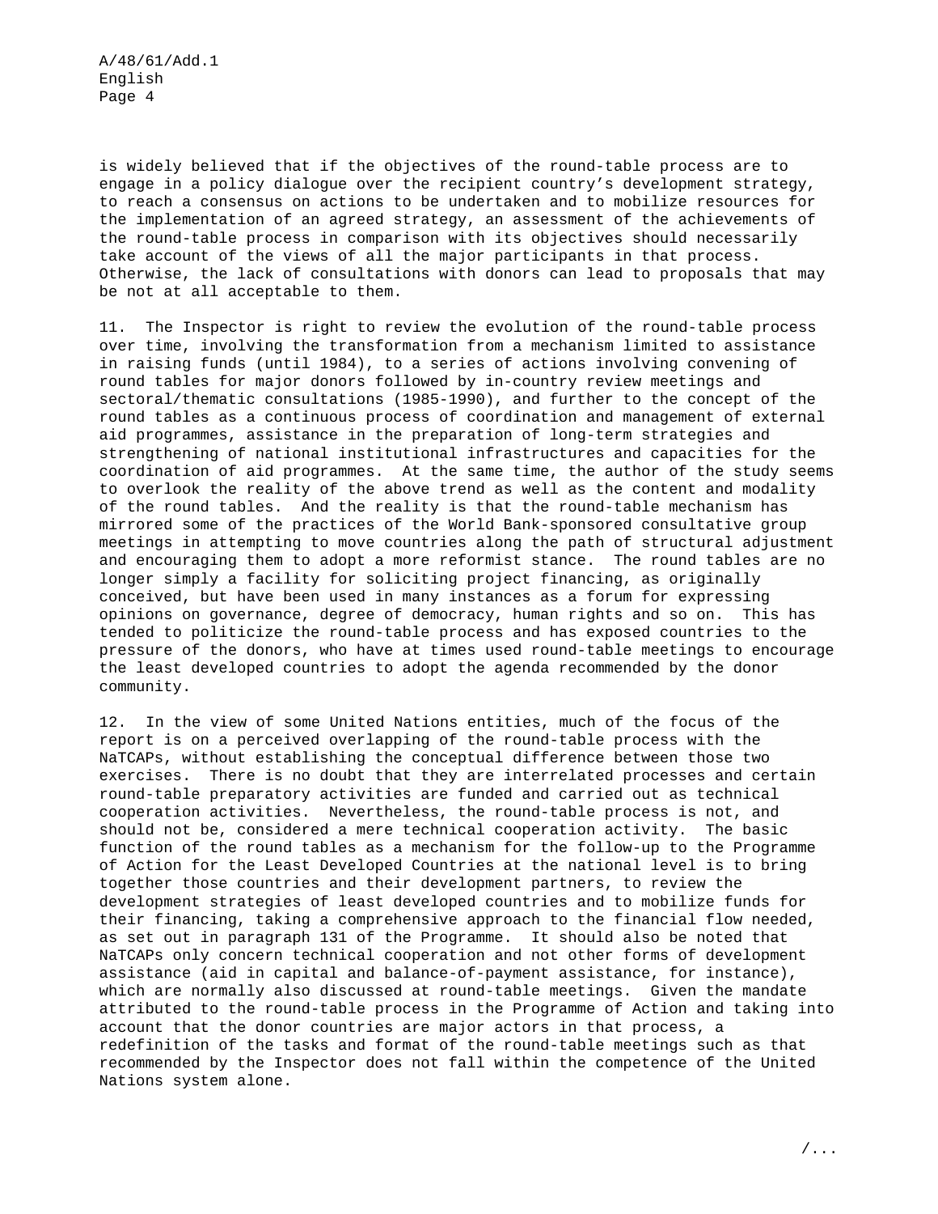is widely believed that if the objectives of the round-table process are to engage in a policy dialogue over the recipient country's development strategy, to reach a consensus on actions to be undertaken and to mobilize resources for the implementation of an agreed strategy, an assessment of the achievements of the round-table process in comparison with its objectives should necessarily take account of the views of all the major participants in that process. Otherwise, the lack of consultations with donors can lead to proposals that may be not at all acceptable to them.

11. The Inspector is right to review the evolution of the round-table process over time, involving the transformation from a mechanism limited to assistance in raising funds (until 1984), to a series of actions involving convening of round tables for major donors followed by in-country review meetings and sectoral/thematic consultations (1985-1990), and further to the concept of the round tables as a continuous process of coordination and management of external aid programmes, assistance in the preparation of long-term strategies and strengthening of national institutional infrastructures and capacities for the coordination of aid programmes. At the same time, the author of the study seems to overlook the reality of the above trend as well as the content and modality of the round tables. And the reality is that the round-table mechanism has mirrored some of the practices of the World Bank-sponsored consultative group meetings in attempting to move countries along the path of structural adjustment and encouraging them to adopt a more reformist stance. The round tables are no longer simply a facility for soliciting project financing, as originally conceived, but have been used in many instances as a forum for expressing opinions on governance, degree of democracy, human rights and so on. This has tended to politicize the round-table process and has exposed countries to the pressure of the donors, who have at times used round-table meetings to encourage the least developed countries to adopt the agenda recommended by the donor community.

12. In the view of some United Nations entities, much of the focus of the report is on a perceived overlapping of the round-table process with the NaTCAPs, without establishing the conceptual difference between those two exercises. There is no doubt that they are interrelated processes and certain round-table preparatory activities are funded and carried out as technical cooperation activities. Nevertheless, the round-table process is not, and should not be, considered a mere technical cooperation activity. The basic function of the round tables as a mechanism for the follow-up to the Programme of Action for the Least Developed Countries at the national level is to bring together those countries and their development partners, to review the development strategies of least developed countries and to mobilize funds for their financing, taking a comprehensive approach to the financial flow needed, as set out in paragraph 131 of the Programme. It should also be noted that NaTCAPs only concern technical cooperation and not other forms of development assistance (aid in capital and balance-of-payment assistance, for instance), which are normally also discussed at round-table meetings. Given the mandate attributed to the round-table process in the Programme of Action and taking into account that the donor countries are major actors in that process, a redefinition of the tasks and format of the round-table meetings such as that recommended by the Inspector does not fall within the competence of the United Nations system alone.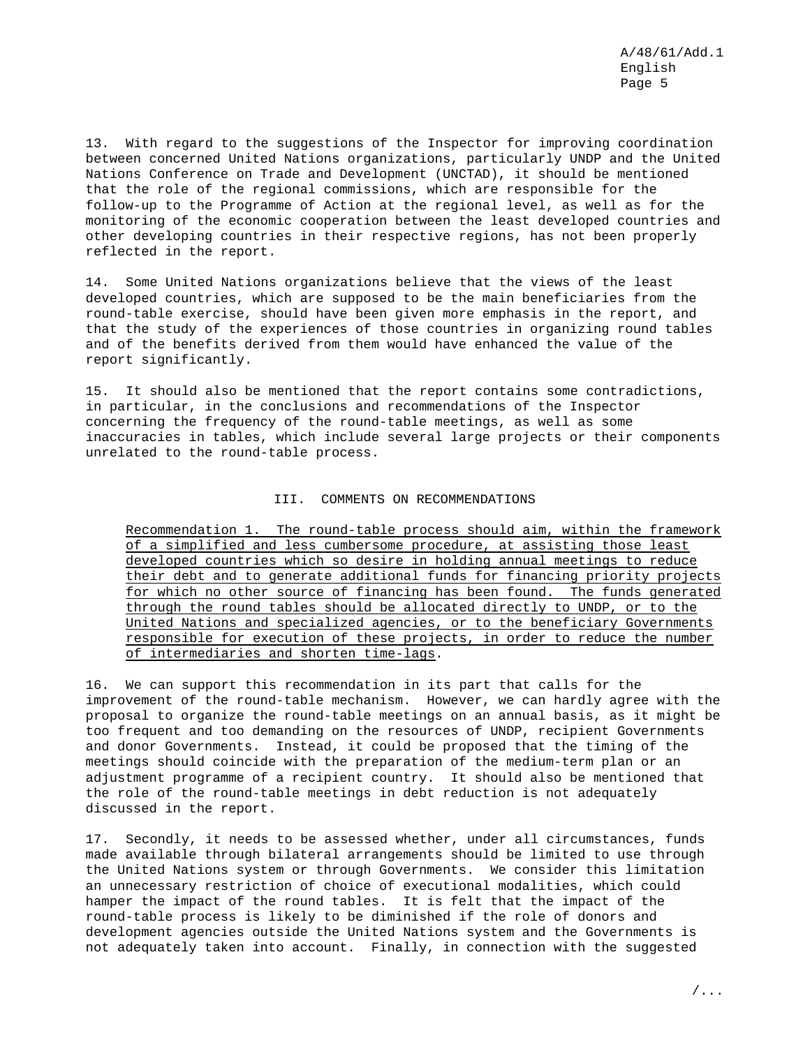13. With regard to the suggestions of the Inspector for improving coordination between concerned United Nations organizations, particularly UNDP and the United Nations Conference on Trade and Development (UNCTAD), it should be mentioned that the role of the regional commissions, which are responsible for the follow-up to the Programme of Action at the regional level, as well as for the monitoring of the economic cooperation between the least developed countries and other developing countries in their respective regions, has not been properly reflected in the report.

14. Some United Nations organizations believe that the views of the least developed countries, which are supposed to be the main beneficiaries from the round-table exercise, should have been given more emphasis in the report, and that the study of the experiences of those countries in organizing round tables and of the benefits derived from them would have enhanced the value of the report significantly.

15. It should also be mentioned that the report contains some contradictions, in particular, in the conclusions and recommendations of the Inspector concerning the frequency of the round-table meetings, as well as some inaccuracies in tables, which include several large projects or their components unrelated to the round-table process.

## III. COMMENTS ON RECOMMENDATIONS

> <u>Recommendation 1. The round-table process should aim, within the framework of a simplified and less cumbersome procedure, at assisting those least developed countries which so desire in holding annual meetings to reduce their debt and to generate additional funds for financing priority projects for which no other source of financing has been found. The funds generated through the round tables should be allocated directly to UNDP, or to the United Nations and specialized agencies, or to the beneficiary Governments responsible for execution of these projects, in order to reduce the number of intermediaries and shorten time-lags</u>.

16. We can support this recommendation in its part that calls for the improvement of the round-table mechanism. However, we can hardly agree with the proposal to organize the round-table meetings on an annual basis, as it might be too frequent and too demanding on the resources of UNDP, recipient Governments and donor Governments. Instead, it could be proposed that the timing of the meetings should coincide with the preparation of the medium-term plan or an adjustment programme of a recipient country. It should also be mentioned that the role of the round-table meetings in debt reduction is not adequately discussed in the report.

17. Secondly, it needs to be assessed whether, under all circumstances, funds made available through bilateral arrangements should be limited to use through the United Nations system or through Governments. We consider this limitation an unnecessary restriction of choice of executional modalities, which could hamper the impact of the round tables. It is felt that the impact of the round-table process is likely to be diminished if the role of donors and development agencies outside the United Nations system and the Governments is not adequately taken into account. Finally, in connection with the suggested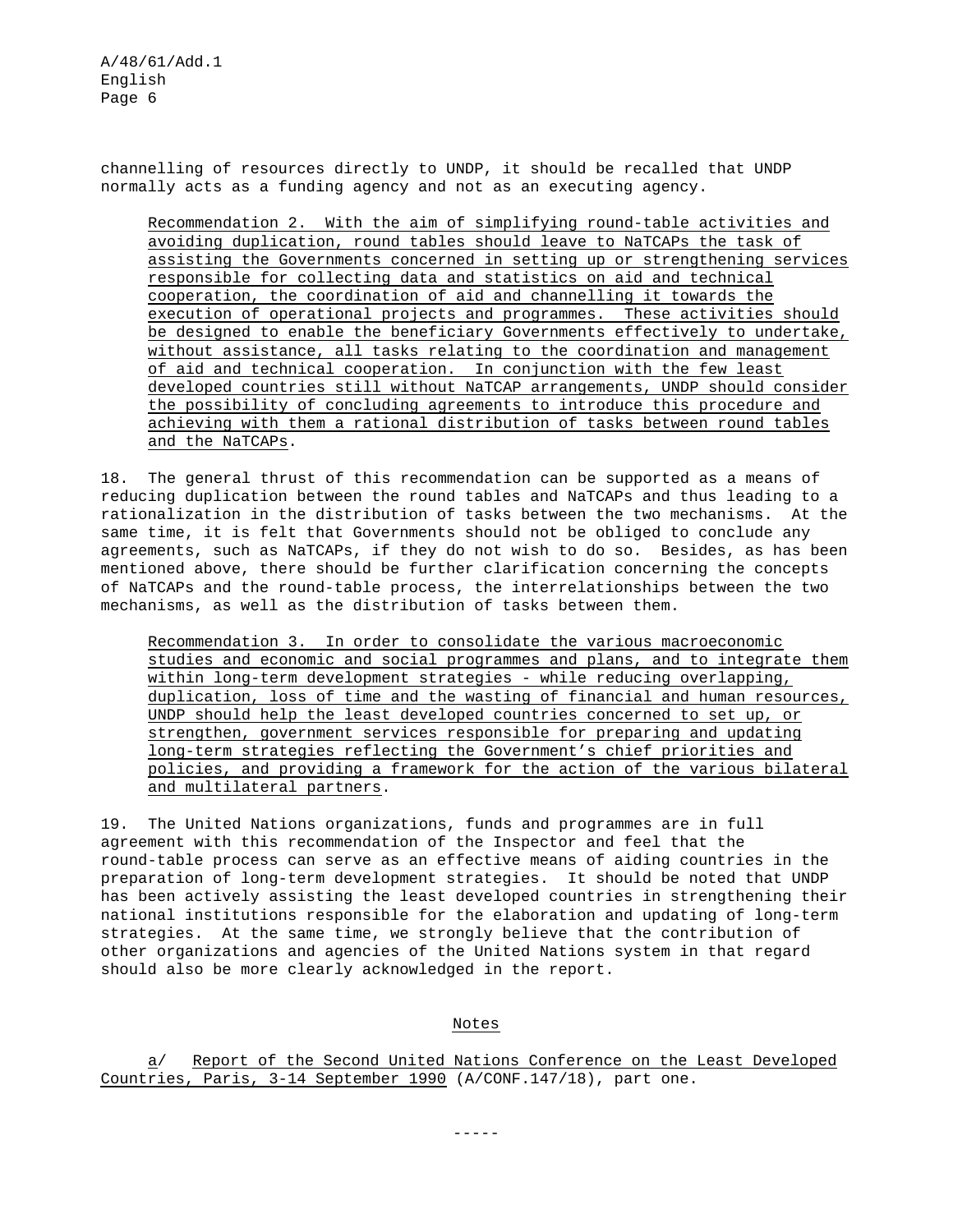channelling of resources directly to UNDP, it should be recalled that UNDP normally acts as a funding agency and not as an executing agency.

> Recommendation 2. With the aim of simplifying round-table activities and avoiding duplication, round tables should leave to NaTCAPs the task of assisting the Governments concerned in setting up or strengthening services responsible for collecting data and statistics on aid and technical cooperation, the coordination of aid and channelling it towards the execution of operational projects and programmes. These activities should be designed to enable the beneficiary Governments effectively to undertake, without assistance, all tasks relating to the coordination and management of aid and technical cooperation. In conjunction with the few least developed countries still without NaTCAP arrangements, UNDP should consider the possibility of concluding agreements to introduce this procedure and achieving with them a rational distribution of tasks between round tables and the NaTCAPs.

18. The general thrust of this recommendation can be supported as a means of reducing duplication between the round tables and NaTCAPs and thus leading to a rationalization in the distribution of tasks between the two mechanisms. At the same time, it is felt that Governments should not be obliged to conclude any agreements, such as NaTCAPs, if they do not wish to do so. Besides, as has been mentioned above, there should be further clarification concerning the concepts of NaTCAPs and the round-table process, the interrelationships between the two mechanisms, as well as the distribution of tasks between them.

> Recommendation 3. In order to consolidate the various macroeconomic studies and economic and social programmes and plans, and to integrate them within long-term development strategies - while reducing overlapping, duplication, loss of time and the wasting of financial and human resources, UNDP should help the least developed countries concerned to set up, or strengthen, government services responsible for preparing and updating long-term strategies reflecting the Government's chief priorities and policies, and providing a framework for the action of the various bilateral and multilateral partners.

19. The United Nations organizations, funds and programmes are in full agreement with this recommendation of the Inspector and feel that the round-table process can serve as an effective means of aiding countries in the preparation of long-term development strategies. It should be noted that UNDP has been actively assisting the least developed countries in strengthening their national institutions responsible for the elaboration and updating of long-term strategies. At the same time, we strongly believe that the contribution of other organizations and agencies of the United Nations system in that regard should also be more clearly acknowledged in the report.

## Notes

a/ *Report of the Second United Nations Conference on the Least Developed Countries, Paris, 3-14 September 1990* (A/CONF.147/18), part one.

-----